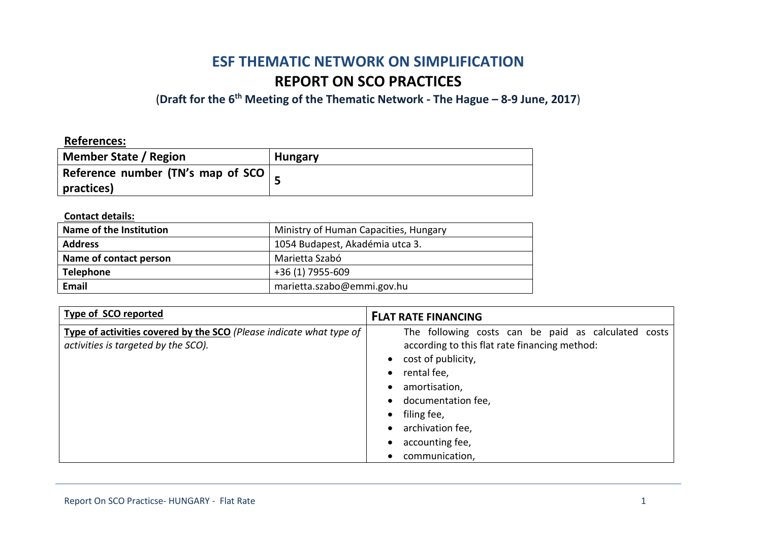# ESF THEMATIC NETWORK ON SIMPLIFICATION

## REPORT ON SCO PRACTICES

(**Draft for the 6th Meeting of the Thematic Network - The Hague – 8-9 June, 2017**)

**References:**

| Member State / Region | Hungary |
|---|---|
| Reference number (TN's map of SCO practices) | 5 |

**Contact details:**

| Name of the Institution | Ministry of Human Capacities, Hungary |
|---|---|
| Address | 1054 Budapest, Akadémia utca 3. |
| Name of contact person | Marietta Szabó |
| Telephone | +36 (1) 7955-609 |
| Email | marietta.szabo@emmi.gov.hu |

| Type of SCO reported | FLAT RATE FINANCING |
|---|---|
| Type of activities covered by the SCO *(Please indicate what type of activities is targeted by the SCO).* | The following costs can be paid as calculated costs according to this flat rate financing method: <br>• cost of publicity,<br>• rental fee,<br>• amortisation,<br>• documentation fee,<br>• filing fee,<br>• archivation fee,<br>• accounting fee,<br>• communication, |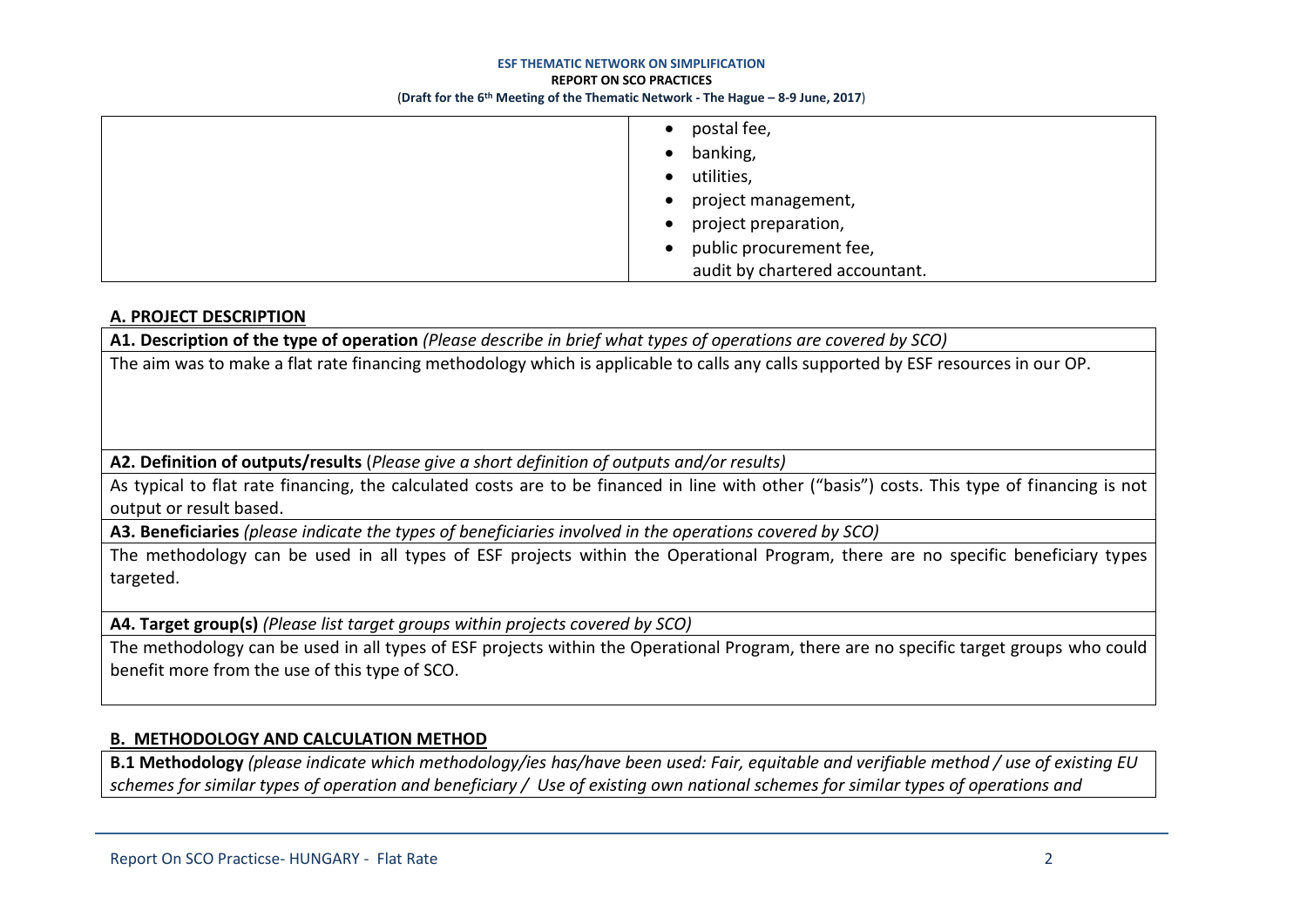| | |
|---|---|
| | • postal fee,<br>• banking,<br>• utilities,<br>• project management,<br>• project preparation,<br>• public procurement fee,<br>audit by chartered accountant. |

## A. PROJECT DESCRIPTION

| |
|---|
| **A1. Description of the type of operation** *(Please describe in brief what types of operations are covered by SCO)* |
| The aim was to make a flat rate financing methodology which is applicable to calls any calls supported by ESF resources in our OP. |
| **A2. Definition of outputs/results** (*Please give a short definition of outputs and/or results)* |
| As typical to flat rate financing, the calculated costs are to be financed in line with other ("basis") costs. This type of financing is not output or result based. |
| **A3. Beneficiaries** *(please indicate the types of beneficiaries involved in the operations covered by SCO)* |
| The methodology can be used in all types of ESF projects within the Operational Program, there are no specific beneficiary types targeted. |
| **A4. Target group(s)** *(Please list target groups within projects covered by SCO)* |
| The methodology can be used in all types of ESF projects within the Operational Program, there are no specific target groups who could benefit more from the use of this type of SCO. |

## B. METHODOLOGY AND CALCULATION METHOD

| |
|---|
| **B.1 Methodology** *(please indicate which methodology/ies has/have been used: Fair, equitable and verifiable method / use of existing EU schemes for similar types of operation and beneficiary / Use of existing own national schemes for similar types of operations and* |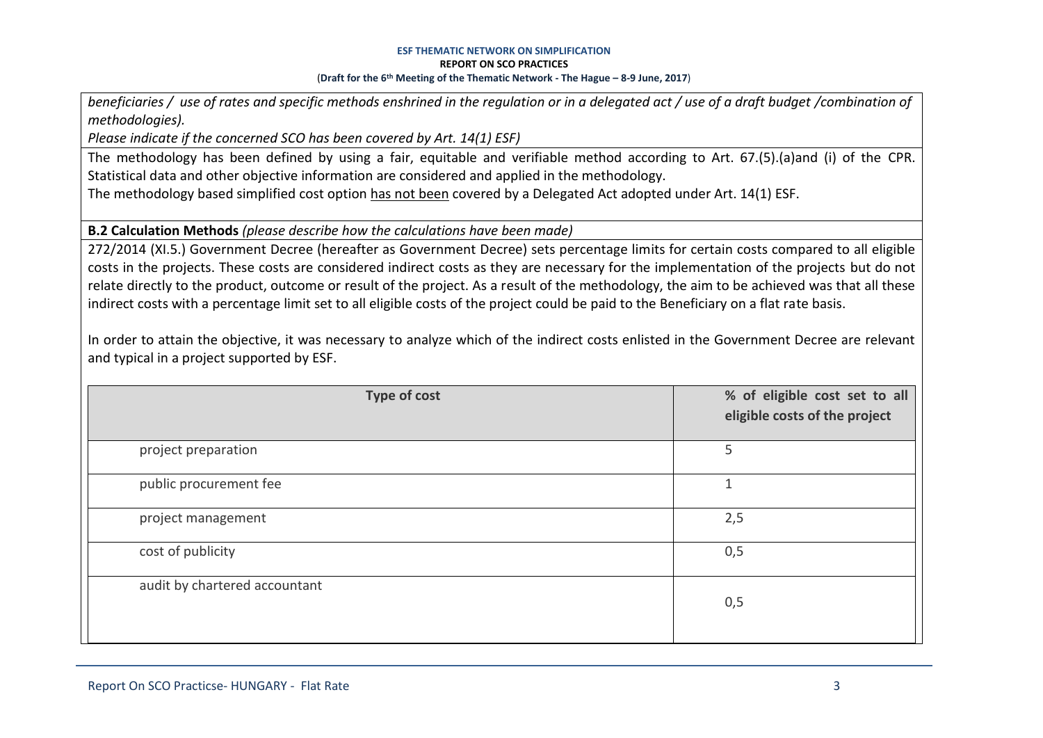*beneficiaries / use of rates and specific methods enshrined in the regulation or in a delegated act / use of a draft budget /combination of methodologies).*

*Please indicate if the concerned SCO has been covered by Art. 14(1) ESF)*

The methodology has been defined by using a fair, equitable and verifiable method according to Art. 67.(5).(a)and (i) of the CPR. Statistical data and other objective information are considered and applied in the methodology.

The methodology based simplified cost option has not been covered by a Delegated Act adopted under Art. 14(1) ESF.

**B.2 Calculation Methods** *(please describe how the calculations have been made)*

272/2014 (XI.5.) Government Decree (hereafter as Government Decree) sets percentage limits for certain costs compared to all eligible costs in the projects. These costs are considered indirect costs as they are necessary for the implementation of the projects but do not relate directly to the product, outcome or result of the project. As a result of the methodology, the aim to be achieved was that all these indirect costs with a percentage limit set to all eligible costs of the project could be paid to the Beneficiary on a flat rate basis.

In order to attain the objective, it was necessary to analyze which of the indirect costs enlisted in the Government Decree are relevant and typical in a project supported by ESF.

| Type of cost | % of eligible cost set to all eligible costs of the project |
|---|---|
| project preparation | 5 |
| public procurement fee | 1 |
| project management | 2,5 |
| cost of publicity | 0,5 |
| audit by chartered accountant | 0,5 |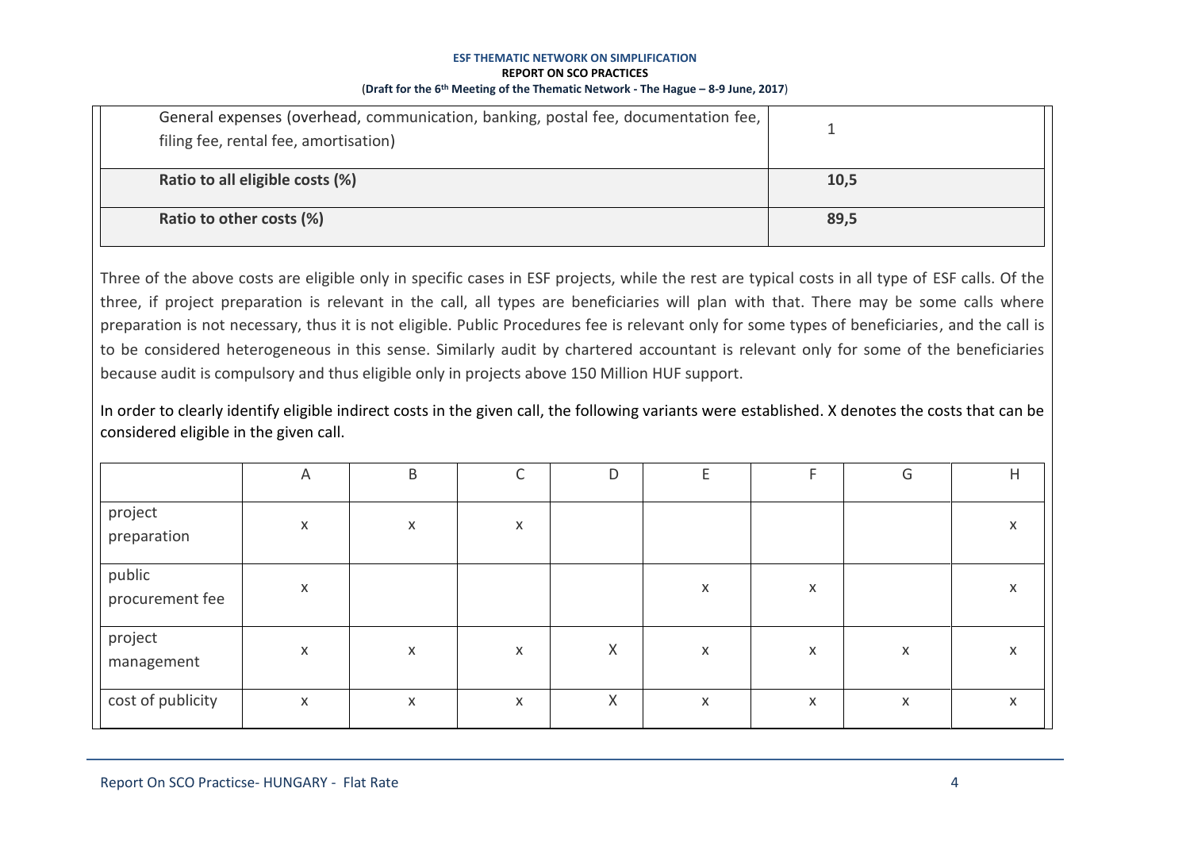| | |
|---|---|
| General expenses (overhead, communication, banking, postal fee, documentation fee, filing fee, rental fee, amortisation) | 1 |
| **Ratio to all eligible costs (%)** | **10,5** |
| **Ratio to other costs (%)** | **89,5** |

Three of the above costs are eligible only in specific cases in ESF projects, while the rest are typical costs in all type of ESF calls. Of the three, if project preparation is relevant in the call, all types are beneficiaries will plan with that. There may be some calls where preparation is not necessary, thus it is not eligible. Public Procedures fee is relevant only for some types of beneficiaries, and the call is to be considered heterogeneous in this sense. Similarly audit by chartered accountant is relevant only for some of the beneficiaries because audit is compulsory and thus eligible only in projects above 150 Million HUF support.

In order to clearly identify eligible indirect costs in the given call, the following variants were established. X denotes the costs that can be considered eligible in the given call.

| | A | B | C | D | E | F | G | H |
|---|---|---|---|---|---|---|---|---|
| project preparation | x | x | x | | | | | x |
| public procurement fee | x | | | | x | x | | x |
| project management | x | x | x | X | x | x | x | x |
| cost of publicity | x | x | x | X | x | x | x | x |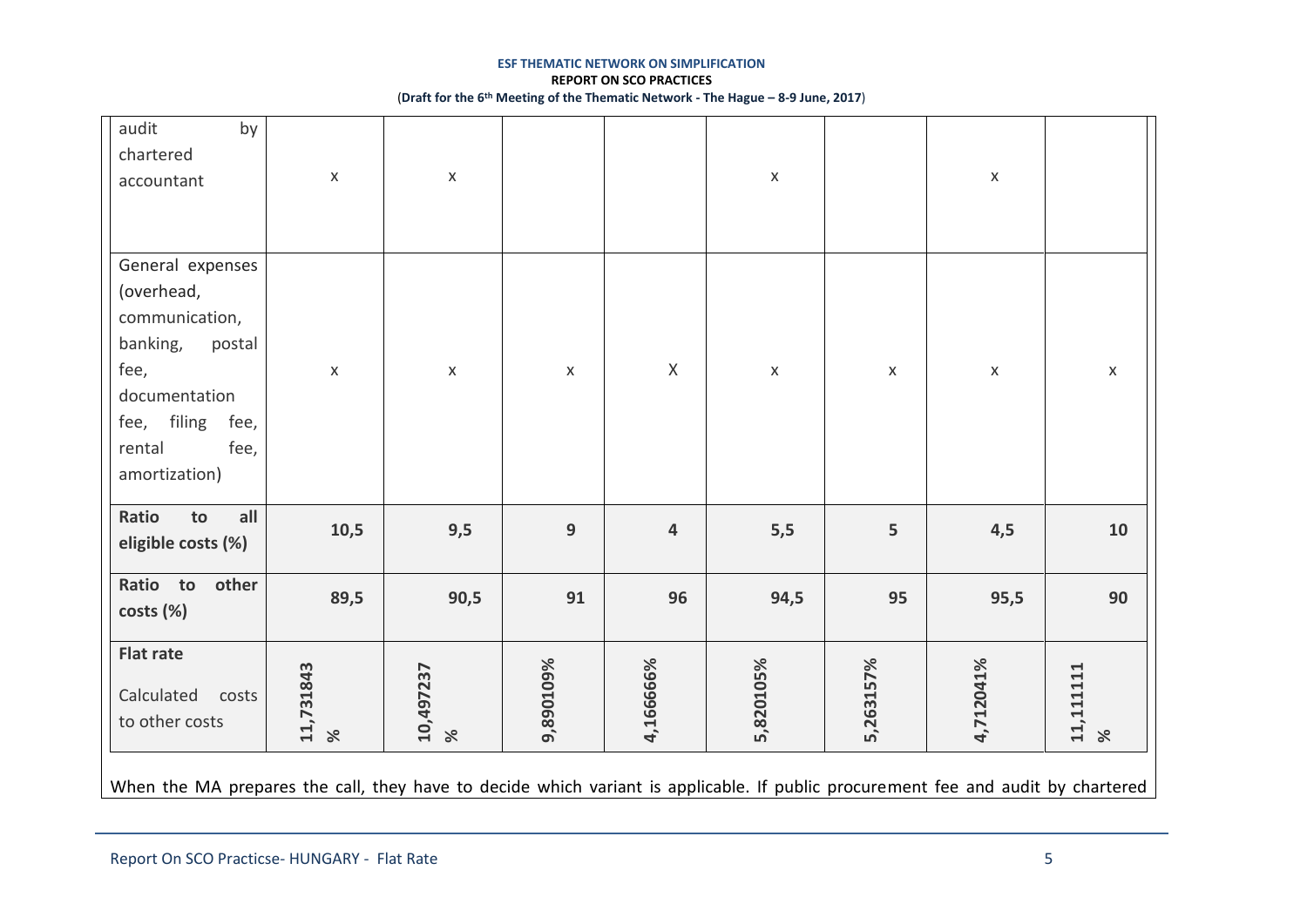| | | | | | | | | |
|---|---|---|---|---|---|---|---|---|
| audit by chartered accountant | x | x | | | x | | x | |
| General expenses (overhead, communication, banking, postal fee, documentation fee, filing fee, rental fee, amortization) | x | x | x | X | x | x | x | x |
| **Ratio to all eligible costs (%)** | **10,5** | **9,5** | **9** | **4** | **5,5** | **5** | **4,5** | **10** |
| **Ratio to other costs (%)** | **89,5** | **90,5** | **91** | **96** | **94,5** | **95** | **95,5** | **90** |
| **Flat rate** Calculated costs to other costs | **11,731843 %** | **10,497237 %** | **9,890109%** | **4,166666%** | **5,820105%** | **5,263157%** | **4,712041%** | **11,111111 %** |

When the MA prepares the call, they have to decide which variant is applicable. If public procurement fee and audit by chartered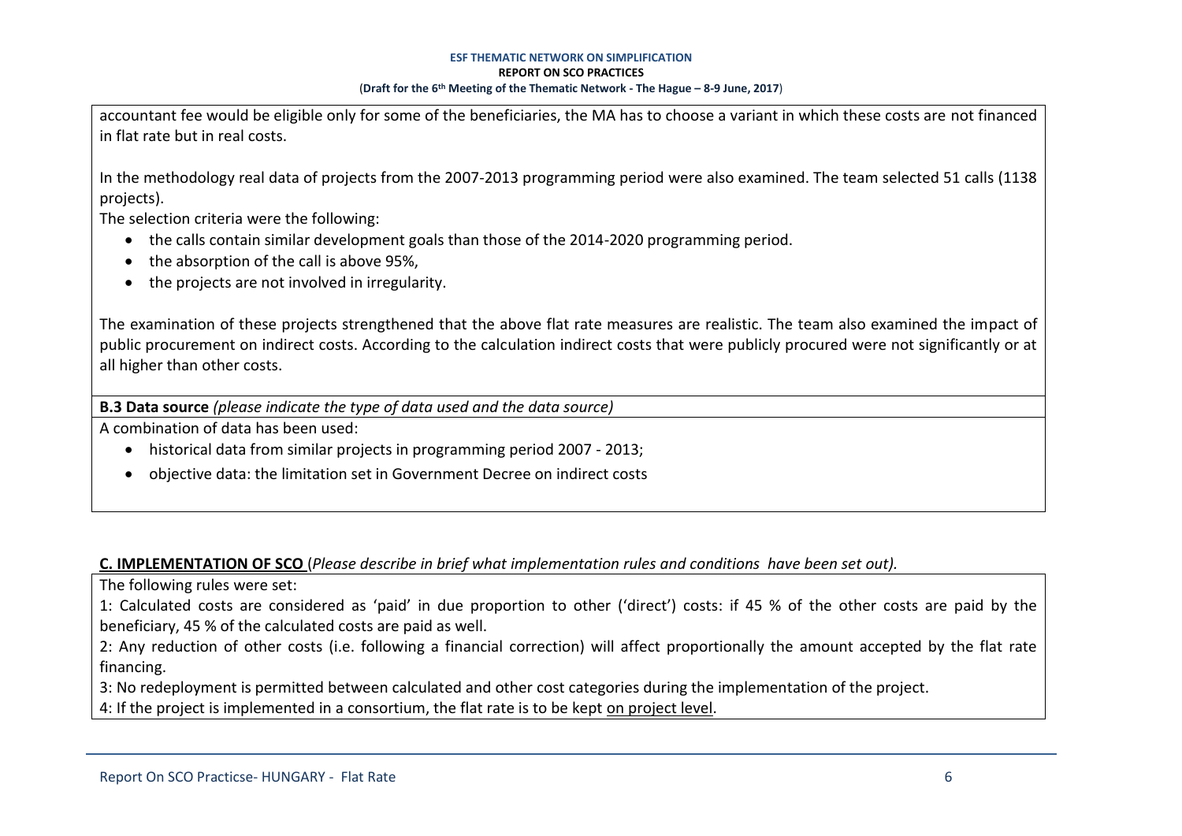accountant fee would be eligible only for some of the beneficiaries, the MA has to choose a variant in which these costs are not financed in flat rate but in real costs.

In the methodology real data of projects from the 2007-2013 programming period were also examined. The team selected 51 calls (1138 projects).

The selection criteria were the following:

- the calls contain similar development goals than those of the 2014-2020 programming period.
- the absorption of the call is above 95%,
- the projects are not involved in irregularity.

The examination of these projects strengthened that the above flat rate measures are realistic. The team also examined the impact of public procurement on indirect costs. According to the calculation indirect costs that were publicly procured were not significantly or at all higher than other costs.

**B.3 Data source** *(please indicate the type of data used and the data source)*

A combination of data has been used:

- historical data from similar projects in programming period 2007 - 2013;
- objective data: the limitation set in Government Decree on indirect costs

**C. IMPLEMENTATION OF SCO** (*Please describe in brief what implementation rules and conditions have been set out).*

The following rules were set:

1: Calculated costs are considered as 'paid' in due proportion to other ('direct') costs: if 45 % of the other costs are paid by the beneficiary, 45 % of the calculated costs are paid as well.

2: Any reduction of other costs (i.e. following a financial correction) will affect proportionally the amount accepted by the flat rate financing.

3: No redeployment is permitted between calculated and other cost categories during the implementation of the project.

4: If the project is implemented in a consortium, the flat rate is to be kept on project level.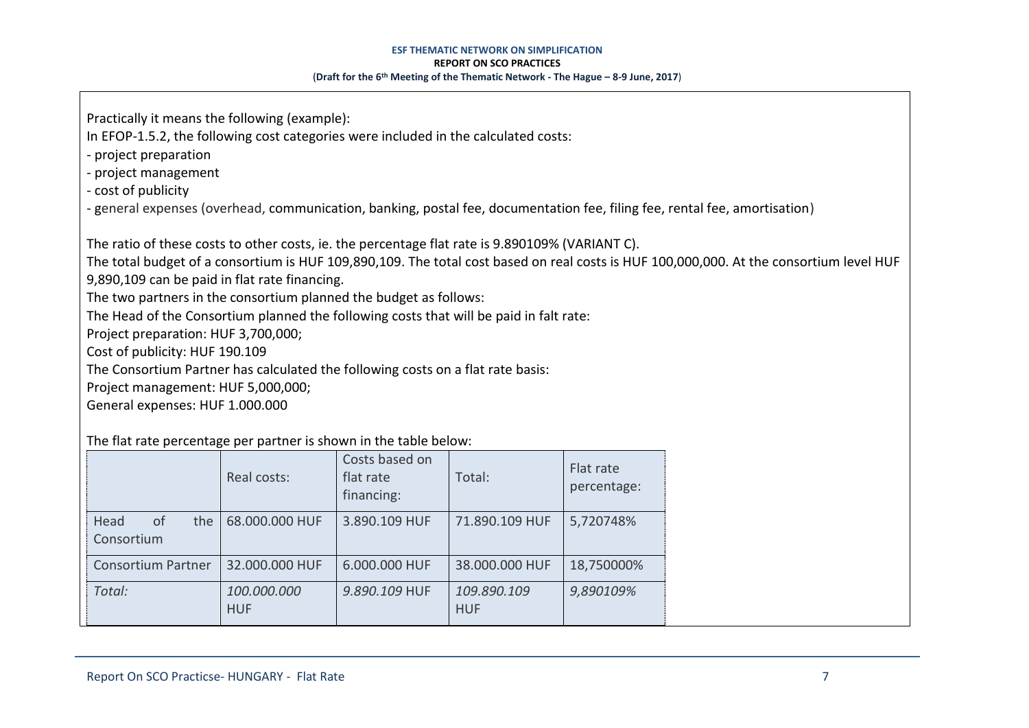Practically it means the following (example):

In EFOP-1.5.2, the following cost categories were included in the calculated costs:

- project preparation
- project management
- cost of publicity
- general expenses (overhead, communication, banking, postal fee, documentation fee, filing fee, rental fee, amortisation)

The ratio of these costs to other costs, ie. the percentage flat rate is 9.890109% (VARIANT C).

The total budget of a consortium is HUF 109,890,109. The total cost based on real costs is HUF 100,000,000. At the consortium level HUF 9,890,109 can be paid in flat rate financing.

The two partners in the consortium planned the budget as follows:

The Head of the Consortium planned the following costs that will be paid in falt rate:

Project preparation: HUF 3,700,000;

Cost of publicity: HUF 190.109

The Consortium Partner has calculated the following costs on a flat rate basis:

Project management: HUF 5,000,000;

General expenses: HUF 1.000.000

The flat rate percentage per partner is shown in the table below:

| | Real costs: | Costs based on flat rate financing: | Total: | Flat rate percentage: |
|---|---|---|---|---|
| Head of the Consortium | 68.000.000 HUF | 3.890.109 HUF | 71.890.109 HUF | 5,720748% |
| Consortium Partner | 32.000.000 HUF | 6.000.000 HUF | 38.000.000 HUF | 18,750000% |
| *Total:* | *100.000.000 HUF* | *9.890.109* HUF | *109.890.109 HUF* | *9,890109%* |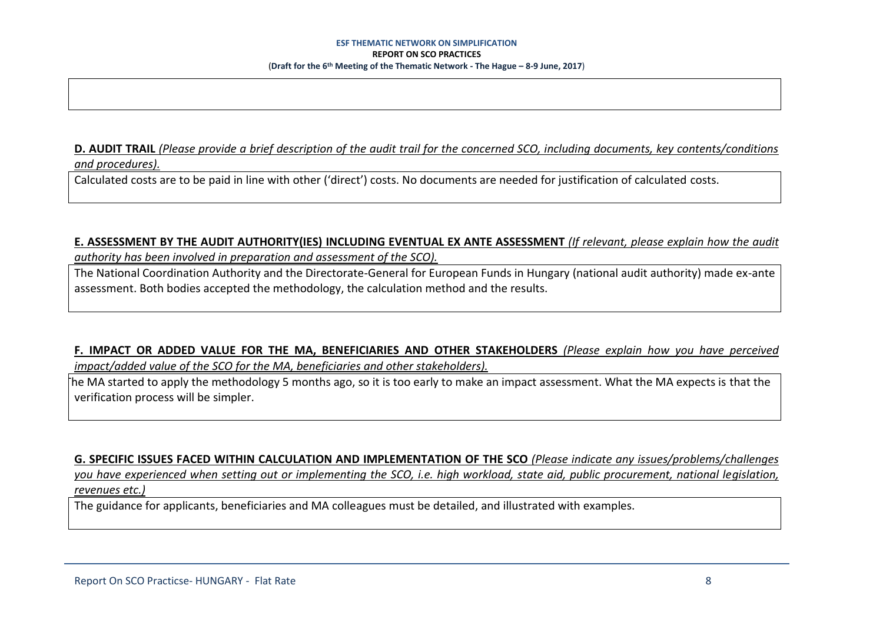**D. AUDIT TRAIL** *(Please provide a brief description of the audit trail for the concerned SCO, including documents, key contents/conditions and procedures).*

Calculated costs are to be paid in line with other ('direct') costs. No documents are needed for justification of calculated costs.

**E. ASSESSMENT BY THE AUDIT AUTHORITY(IES) INCLUDING EVENTUAL EX ANTE ASSESSMENT** *(If relevant, please explain how the audit authority has been involved in preparation and assessment of the SCO).*

The National Coordination Authority and the Directorate-General for European Funds in Hungary (national audit authority) made ex-ante assessment. Both bodies accepted the methodology, the calculation method and the results.

**F. IMPACT OR ADDED VALUE FOR THE MA, BENEFICIARIES AND OTHER STAKEHOLDERS** *(Please explain how you have perceived impact/added value of the SCO for the MA, beneficiaries and other stakeholders).*

The MA started to apply the methodology 5 months ago, so it is too early to make an impact assessment. What the MA expects is that the verification process will be simpler.

**G. SPECIFIC ISSUES FACED WITHIN CALCULATION AND IMPLEMENTATION OF THE SCO** *(Please indicate any issues/problems/challenges you have experienced when setting out or implementing the SCO, i.e. high workload, state aid, public procurement, national legislation, revenues etc.)*

The guidance for applicants, beneficiaries and MA colleagues must be detailed, and illustrated with examples.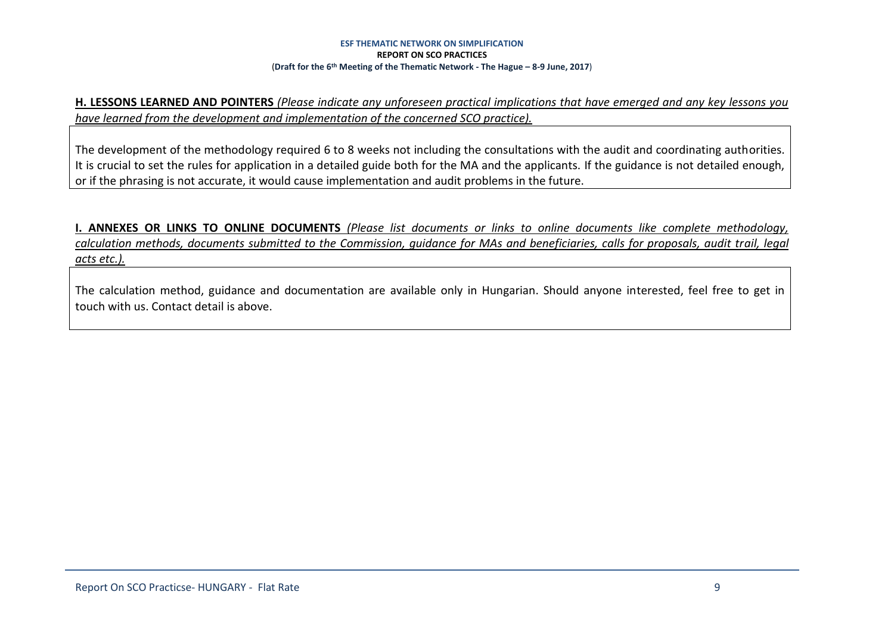**H. LESSONS LEARNED AND POINTERS** *(Please indicate any unforeseen practical implications that have emerged and any key lessons you have learned from the development and implementation of the concerned SCO practice).*

The development of the methodology required 6 to 8 weeks not including the consultations with the audit and coordinating authorities. It is crucial to set the rules for application in a detailed guide both for the MA and the applicants. If the guidance is not detailed enough, or if the phrasing is not accurate, it would cause implementation and audit problems in the future.

**I. ANNEXES OR LINKS TO ONLINE DOCUMENTS** *(Please list documents or links to online documents like complete methodology, calculation methods, documents submitted to the Commission, guidance for MAs and beneficiaries, calls for proposals, audit trail, legal acts etc.).*

The calculation method, guidance and documentation are available only in Hungarian. Should anyone interested, feel free to get in touch with us. Contact detail is above.